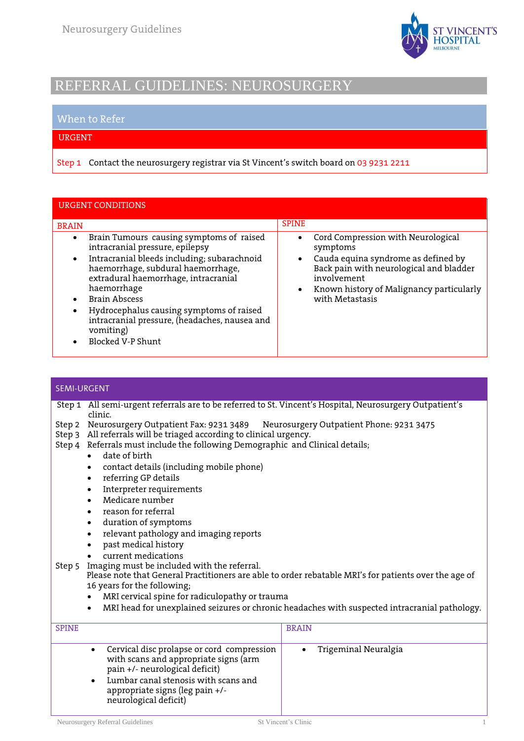# REFERRAL GUIDELINES: NEUROSURGERY

## When to Refer

### URGENT

Step 1 Contact the neurosurgery registrar via St Vincent's switch board on 03 9231 2211

### URGENT CONDITIONS

| BRAIN | SPINE |
| --- | --- |
| • Brain Tumours causing symptoms of raised intracranial pressure, epilepsy<br>• Intracranial bleeds including; subarachnoid haemorrhage, subdural haemorrhage, extradural haemorrhage, intracranial haemorrhage<br>• Brain Abscess<br>• Hydrocephalus causing symptoms of raised intracranial pressure, (headaches, nausea and vomiting)<br>• Blocked V-P Shunt | • Cord Compression with Neurological symptoms<br>• Cauda equina syndrome as defined by Back pain with neurological and bladder involvement<br>• Known history of Malignancy particularly with Metastasis |

### SEMI-URGENT

Step 1 All semi-urgent referrals are to be referred to St. Vincent's Hospital, Neurosurgery Outpatient's clinic.

Step 2 Neurosurgery Outpatient Fax: 9231 3489 Neurosurgery Outpatient Phone: 9231 3475

Step 3 All referrals will be triaged according to clinical urgency.

Step 4 Referrals must include the following Demographic and Clinical details;

- date of birth
- contact details (including mobile phone)
- referring GP details
- Interpreter requirements
- Medicare number
- reason for referral
- duration of symptoms
- relevant pathology and imaging reports
- past medical history
- current medications

Step 5 Imaging must be included with the referral.
Please note that General Practitioners are able to order rebatable MRI's for patients over the age of 16 years for the following;

- MRI cervical spine for radiculopathy or trauma
- MRI head for unexplained seizures or chronic headaches with suspected intracranial pathology.

| SPINE | BRAIN |
| --- | --- |
| • Cervical disc prolapse or cord compression with scans and appropriate signs (arm pain +/- neurological deficit)<br>• Lumbar canal stenosis with scans and appropriate signs (leg pain +/- neurological deficit) | • Trigeminal Neuralgia |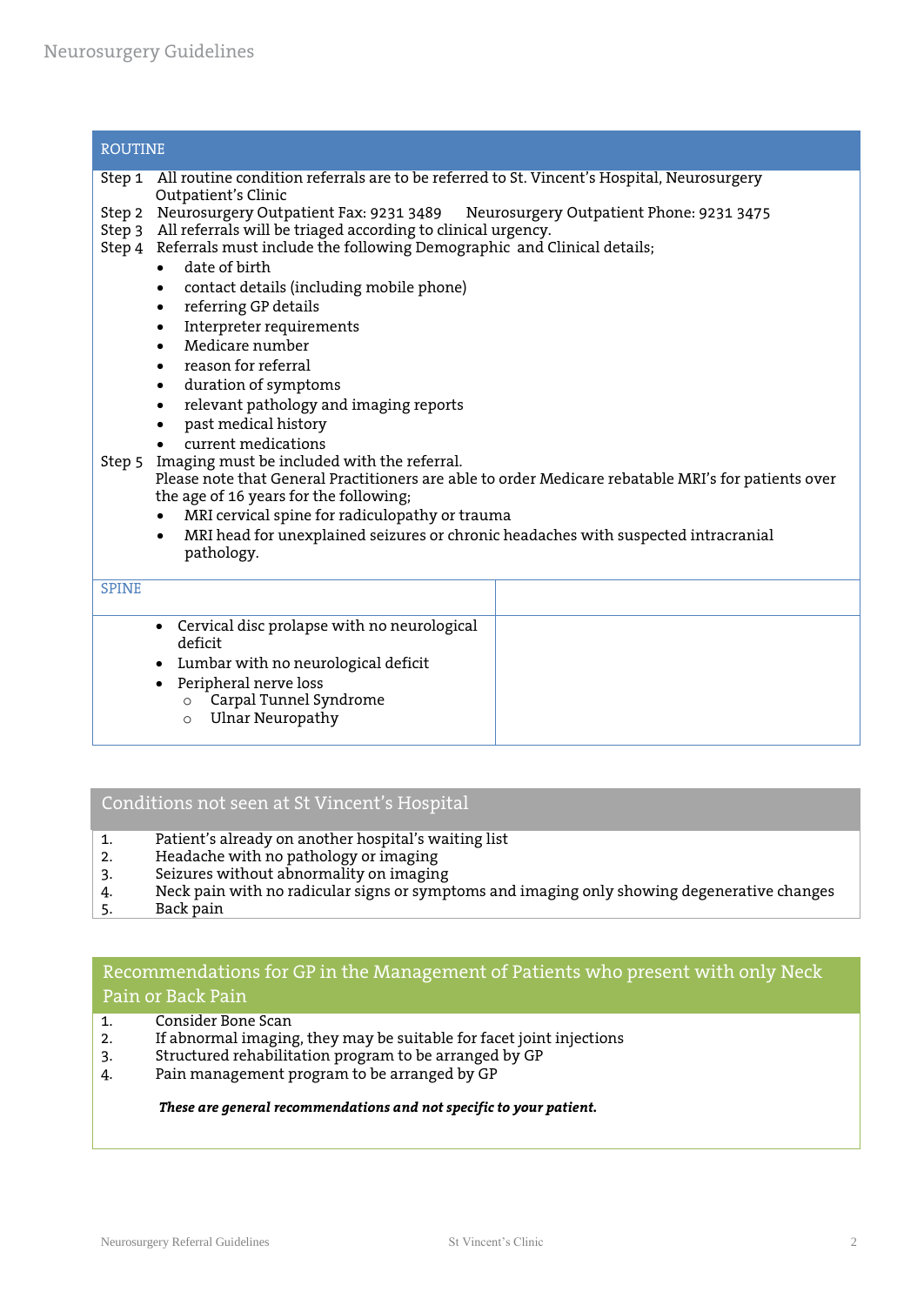## ROUTINE

Step 1 All routine condition referrals are to be referred to St. Vincent's Hospital, Neurosurgery Outpatient's Clinic

Step 2 Neurosurgery Outpatient Fax: 9231 3489 Neurosurgery Outpatient Phone: 9231 3475

Step 3 All referrals will be triaged according to clinical urgency.

Step 4 Referrals must include the following Demographic and Clinical details;

- date of birth
- contact details (including mobile phone)
- referring GP details
- Interpreter requirements
- Medicare number
- reason for referral
- duration of symptoms
- relevant pathology and imaging reports
- past medical history
- current medications

Step 5 Imaging must be included with the referral.
Please note that General Practitioners are able to order Medicare rebatable MRI's for patients over the age of 16 years for the following;

- MRI cervical spine for radiculopathy or trauma
- MRI head for unexplained seizures or chronic headaches with suspected intracranial pathology.

| SPINE | |
|---|---|
| <ul><li>Cervical disc prolapse with no neurological deficit</li><li>Lumbar with no neurological deficit</li><li>Peripheral nerve loss<ul><li>Carpal Tunnel Syndrome</li><li>Ulnar Neuropathy</li></ul></li></ul> | |

## Conditions not seen at St Vincent's Hospital

1. Patient's already on another hospital's waiting list
2. Headache with no pathology or imaging
3. Seizures without abnormality on imaging
4. Neck pain with no radicular signs or symptoms and imaging only showing degenerative changes
5. Back pain

## Recommendations for GP in the Management of Patients who present with only Neck Pain or Back Pain

1. Consider Bone Scan
2. If abnormal imaging, they may be suitable for facet joint injections
3. Structured rehabilitation program to be arranged by GP
4. Pain management program to be arranged by GP

***These are general recommendations and not specific to your patient.***